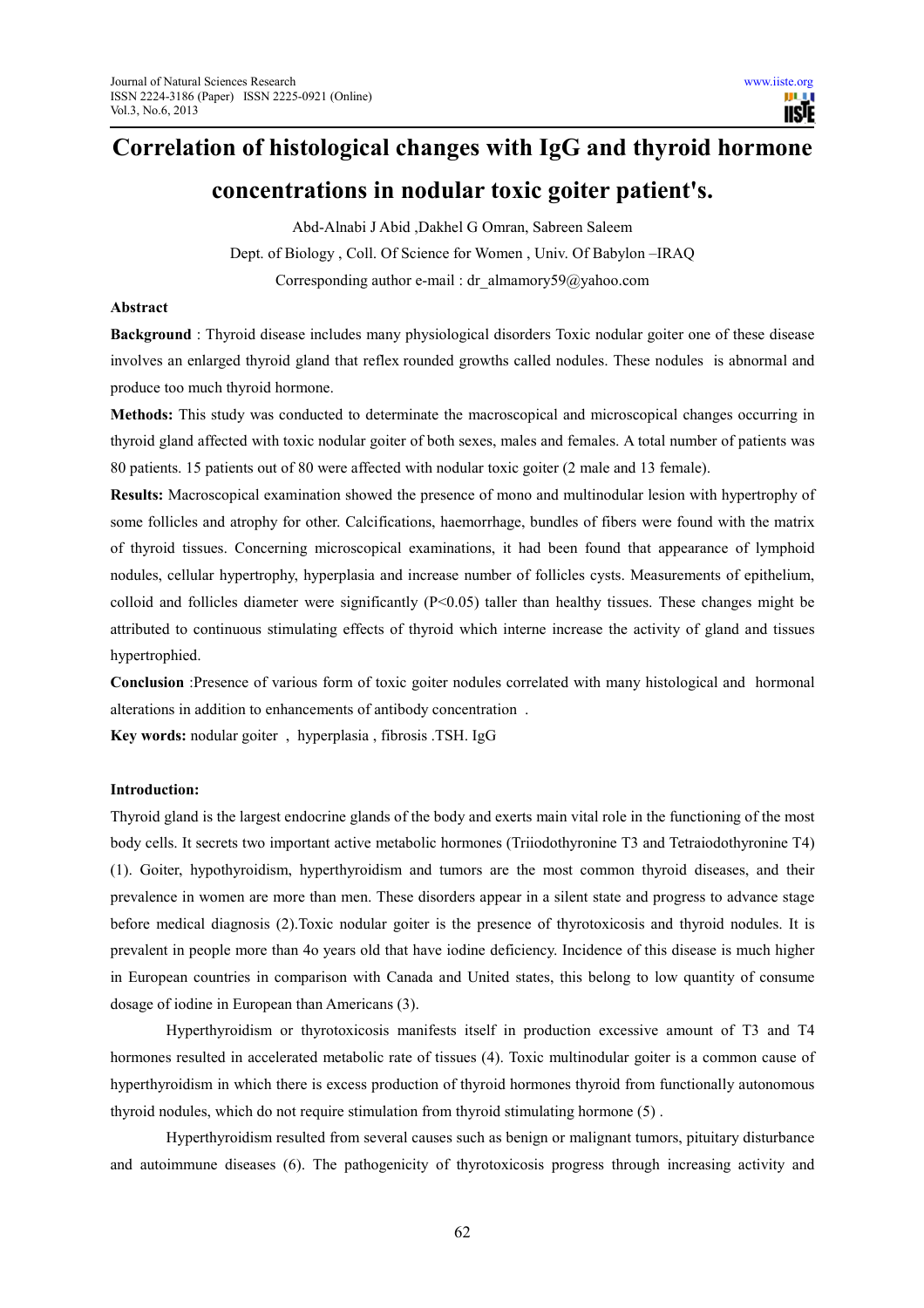# Correlation of histological changes with IgG and thyroid hormone concentrations in nodular toxic goiter patient's.

Abd-Alnabi J Abid ,Dakhel G Omran, Sabreen Saleem

Dept. of Biology , Coll. Of Science for Women , Univ. Of Babylon –IRAQ

Corresponding author e-mail : dr_almamory59@yahoo.com

## Abstract

**Background** : Thyroid disease includes many physiological disorders Toxic nodular goiter one of these disease involves an enlarged thyroid gland that reflex rounded growths called nodules. These nodules is abnormal and produce too much thyroid hormone.

**Methods:** This study was conducted to determinate the macroscopical and microscopical changes occurring in thyroid gland affected with toxic nodular goiter of both sexes, males and females. A total number of patients was 80 patients. 15 patients out of 80 were affected with nodular toxic goiter (2 male and 13 female).

**Results:** Macroscopical examination showed the presence of mono and multinodular lesion with hypertrophy of some follicles and atrophy for other. Calcifications, haemorrhage, bundles of fibers were found with the matrix of thyroid tissues. Concerning microscopical examinations, it had been found that appearance of lymphoid nodules, cellular hypertrophy, hyperplasia and increase number of follicles cysts. Measurements of epithelium, colloid and follicles diameter were significantly ($P<0.05$) taller than healthy tissues. These changes might be attributed to continuous stimulating effects of thyroid which interne increase the activity of gland and tissues hypertrophied.

**Conclusion** :Presence of various form of toxic goiter nodules correlated with many histological and hormonal alterations in addition to enhancements of antibody concentration .

**Key words:** nodular goiter , hyperplasia , fibrosis .TSH. IgG

## Introduction:

Thyroid gland is the largest endocrine glands of the body and exerts main vital role in the functioning of the most body cells. It secrets two important active metabolic hormones (Triiodothyronine T3 and Tetraiodothyronine T4) (1). Goiter, hypothyroidism, hyperthyroidism and tumors are the most common thyroid diseases, and their prevalence in women are more than men. These disorders appear in a silent state and progress to advance stage before medical diagnosis (2).Toxic nodular goiter is the presence of thyrotoxicosis and thyroid nodules. It is prevalent in people more than 4o years old that have iodine deficiency. Incidence of this disease is much higher in European countries in comparison with Canada and United states, this belong to low quantity of consume dosage of iodine in European than Americans (3).

Hyperthyroidism or thyrotoxicosis manifests itself in production excessive amount of T3 and T4 hormones resulted in accelerated metabolic rate of tissues (4). Toxic multinodular goiter is a common cause of hyperthyroidism in which there is excess production of thyroid hormones thyroid from functionally autonomous thyroid nodules, which do not require stimulation from thyroid stimulating hormone (5) .

Hyperthyroidism resulted from several causes such as benign or malignant tumors, pituitary disturbance and autoimmune diseases (6). The pathogenicity of thyrotoxicosis progress through increasing activity and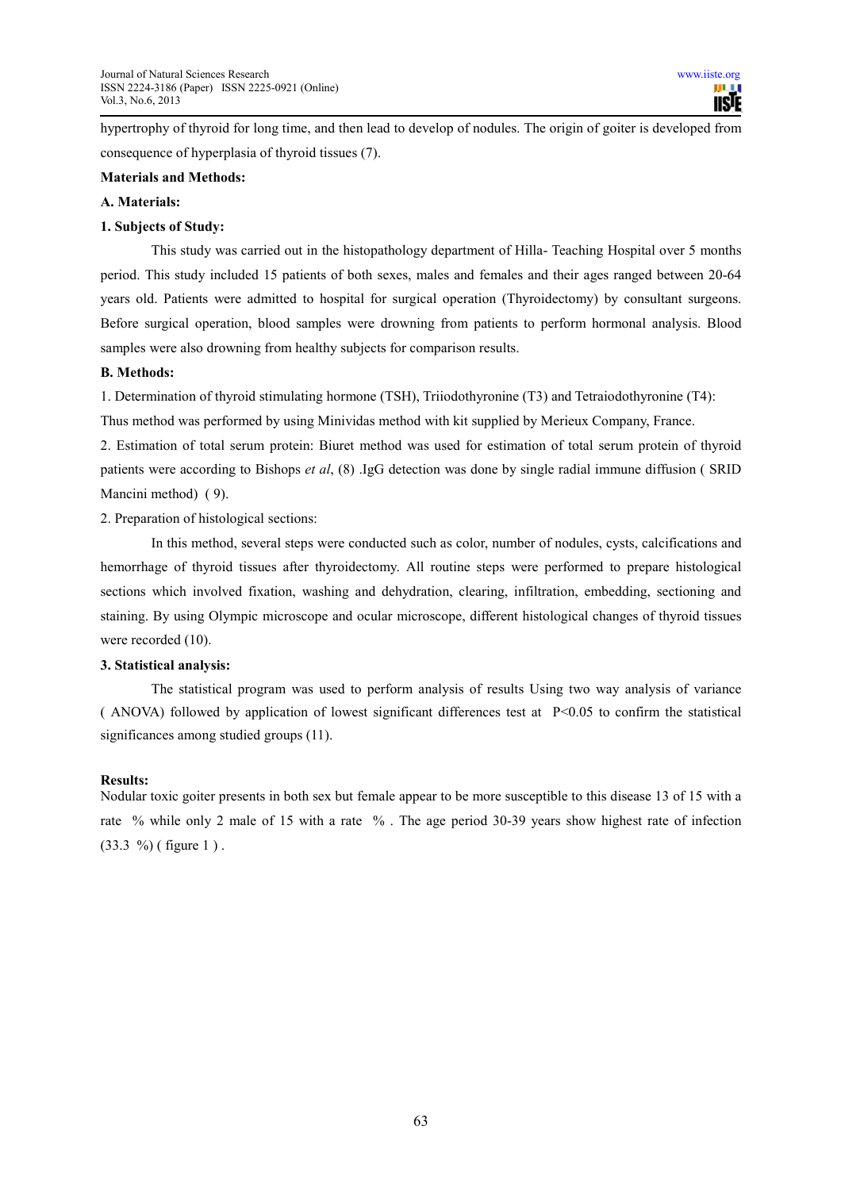hypertrophy of thyroid for long time, and then lead to develop of nodules. The origin of goiter is developed from consequence of hyperplasia of thyroid tissues (7).

**Materials and Methods:**

**A. Materials:**

**1. Subjects of Study:**

This study was carried out in the histopathology department of Hilla- Teaching Hospital over 5 months period. This study included 15 patients of both sexes, males and females and their ages ranged between 20-64 years old. Patients were admitted to hospital for surgical operation (Thyroidectomy) by consultant surgeons. Before surgical operation, blood samples were drowning from patients to perform hormonal analysis. Blood samples were also drowning from healthy subjects for comparison results.

**B. Methods:**

1. Determination of thyroid stimulating hormone (TSH), Triiodothyronine (T3) and Tetraiodothyronine (T4):

Thus method was performed by using Minividas method with kit supplied by Merieux Company, France.

2. Estimation of total serum protein: Biuret method was used for estimation of total serum protein of thyroid patients were according to Bishops *et al*, (8) .IgG detection was done by single radial immune diffusion ( SRID Mancini method) ( 9).

2. Preparation of histological sections:

In this method, several steps were conducted such as color, number of nodules, cysts, calcifications and hemorrhage of thyroid tissues after thyroidectomy. All routine steps were performed to prepare histological sections which involved fixation, washing and dehydration, clearing, infiltration, embedding, sectioning and staining. By using Olympic microscope and ocular microscope, different histological changes of thyroid tissues were recorded (10).

**3. Statistical analysis:**

The statistical program was used to perform analysis of results Using two way analysis of variance ( ANOVA) followed by application of lowest significant differences test at $P<0.05$ to confirm the statistical significances among studied groups (11).

**Results:**

Nodular toxic goiter presents in both sex but female appear to be more susceptible to this disease 13 of 15 with a rate % while only 2 male of 15 with a rate % . The age period 30-39 years show highest rate of infection (33.3 %) ( figure 1 ) .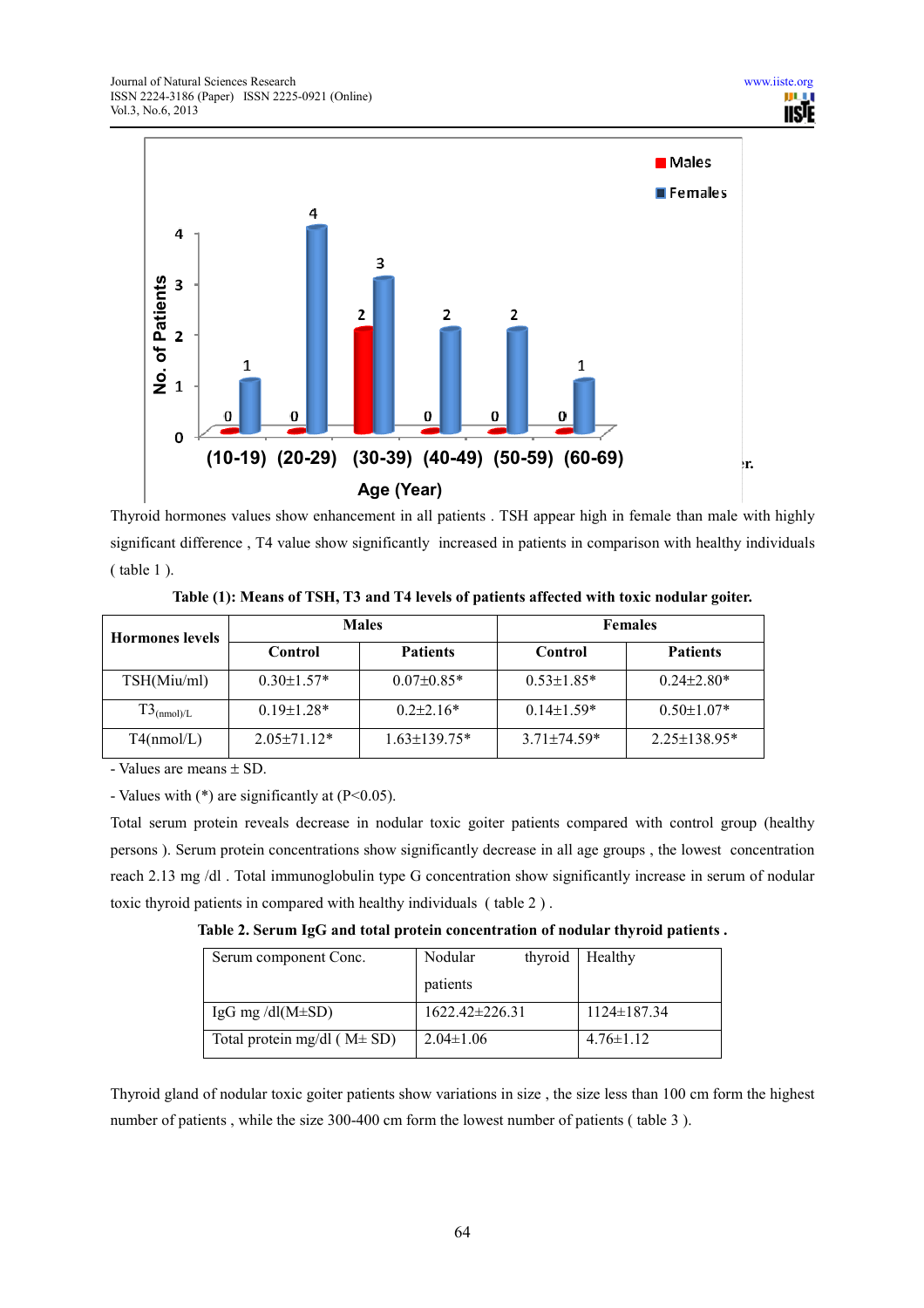Thyroid hormones values show enhancement in all patients . TSH appear high in female than male with highly significant difference , T4 value show significantly increased in patients in comparison with healthy individuals ( table 1 ).

**Table (1): Means of TSH, T3 and T4 levels of patients affected with toxic nodular goiter.**

| Hormones levels | Males | | Females | |
|---|---|---|---|---|
| | Control | Patients | Control | Patients |
| TSH(Miu/ml) | 0.30±1.57* | 0.07±0.85* | 0.53±1.85* | 0.24±2.80* |
| $T3_{(nmol)/L}$ | 0.19±1.28* | 0.2±2.16* | 0.14±1.59* | 0.50±1.07* |
| T4(nmol/L) | 2.05±71.12* | 1.63±139.75* | 3.71±74.59* | 2.25±138.95* |

- Values are means ± SD.

- Values with (*) are significantly at ($P<0.05$).

Total serum protein reveals decrease in nodular toxic goiter patients compared with control group (healthy persons ). Serum protein concentrations show significantly decrease in all age groups , the lowest concentration reach 2.13 mg /dl . Total immunoglobulin type G concentration show significantly increase in serum of nodular toxic thyroid patients in compared with healthy individuals ( table 2 ) .

**Table 2. Serum IgG and total protein concentration of nodular thyroid patients .**

| Serum component Conc. | Nodular thyroid patients | Healthy |
|---|---|---|
| IgG mg /dl(M±SD) | 1622.42±226.31 | 1124±187.34 |
| Total protein mg/dl ( M± SD) | 2.04±1.06 | 4.76±1.12 |

Thyroid gland of nodular toxic goiter patients show variations in size , the size less than 100 cm form the highest number of patients , while the size 300-400 cm form the lowest number of patients ( table 3 ).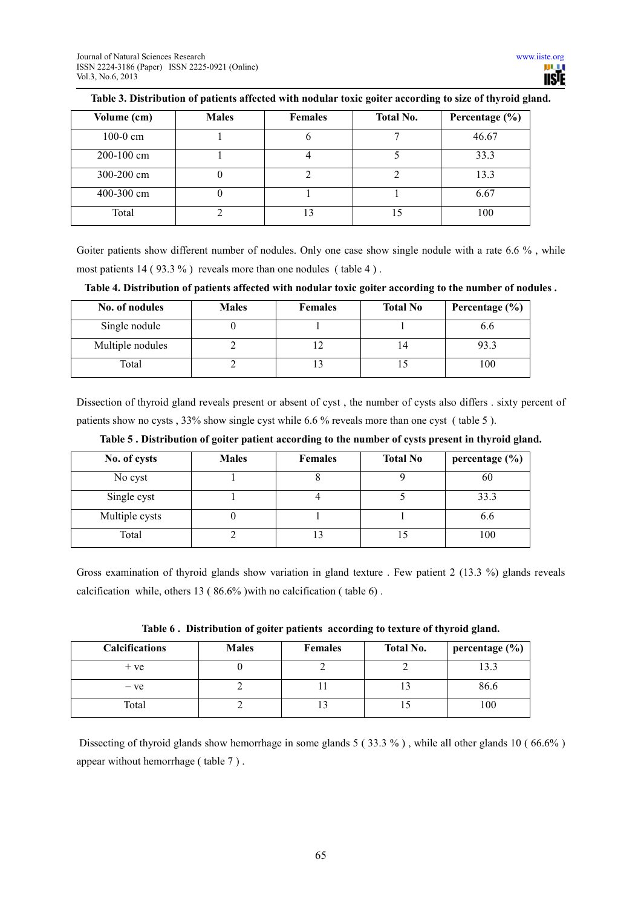**Table 3. Distribution of patients affected with nodular toxic goiter according to size of thyroid gland.**

| Volume (cm) | Males | Females | Total No. | Percentage (%) |
|---|---|---|---|---|
| 100-0 cm | 1 | 6 | 7 | 46.67 |
| 200-100 cm | 1 | 4 | 5 | 33.3 |
| 300-200 cm | 0 | 2 | 2 | 13.3 |
| 400-300 cm | 0 | 1 | 1 | 6.67 |
| Total | 2 | 13 | 15 | 100 |

Goiter patients show different number of nodules. Only one case show single nodule with a rate 6.6 % , while most patients 14 ( 93.3 % ) reveals more than one nodules ( table 4 ) .

**Table 4. Distribution of patients affected with nodular toxic goiter according to the number of nodules .**

| No. of nodules | Males | Females | Total No | Percentage (%) |
|---|---|---|---|---|
| Single nodule | 0 | 1 | 1 | 6.6 |
| Multiple nodules | 2 | 12 | 14 | 93.3 |
| Total | 2 | 13 | 15 | 100 |

Dissection of thyroid gland reveals present or absent of cyst , the number of cysts also differs . sixty percent of patients show no cysts , 33% show single cyst while 6.6 % reveals more than one cyst ( table 5 ).

**Table 5 . Distribution of goiter patient according to the number of cysts present in thyroid gland.**

| No. of cysts | Males | Females | Total No | percentage (%) |
|---|---|---|---|---|
| No cyst | 1 | 8 | 9 | 60 |
| Single cyst | 1 | 4 | 5 | 33.3 |
| Multiple cysts | 0 | 1 | 1 | 6.6 |
| Total | 2 | 13 | 15 | 100 |

Gross examination of thyroid glands show variation in gland texture . Few patient 2 (13.3 %) glands reveals calcification while, others 13 ( 86.6% )with no calcification ( table 6) .

**Table 6 . Distribution of goiter patients according to texture of thyroid gland.**

| Calcifications | Males | Females | Total No. | percentage (%) |
|---|---|---|---|---|
| + ve | 0 | 2 | 2 | 13.3 |
| – ve | 2 | 11 | 13 | 86.6 |
| Total | 2 | 13 | 15 | 100 |

Dissecting of thyroid glands show hemorrhage in some glands 5 ( 33.3 % ) , while all other glands 10 ( 66.6% ) appear without hemorrhage ( table 7 ) .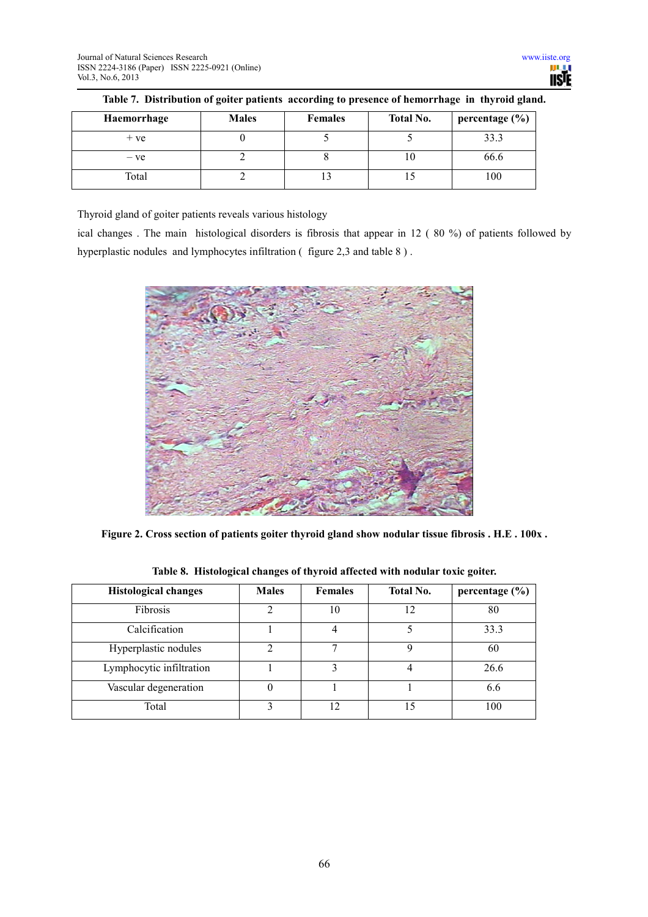**Table 7. Distribution of goiter patients according to presence of hemorrhage in thyroid gland.**

| Haemorrhage | Males | Females | Total No. | percentage (%) |
|---|---|---|---|---|
| + ve | 0 | 5 | 5 | 33.3 |
| – ve | 2 | 8 | 10 | 66.6 |
| Total | 2 | 13 | 15 | 100 |

Thyroid gland of goiter patients reveals various histology

ical changes . The main histological disorders is fibrosis that appear in 12 ( 80 %) of patients followed by hyperplastic nodules and lymphocytes infiltration ( figure 2,3 and table 8 ) .

**Figure 2. Cross section of patients goiter thyroid gland show nodular tissue fibrosis . H.E . 100x .**

**Table 8. Histological changes of thyroid affected with nodular toxic goiter.**

| Histological changes | Males | Females | Total No. | percentage (%) |
|---|---|---|---|---|
| Fibrosis | 2 | 10 | 12 | 80 |
| Calcification | 1 | 4 | 5 | 33.3 |
| Hyperplastic nodules | 2 | 7 | 9 | 60 |
| Lymphocytic infiltration | 1 | 3 | 4 | 26.6 |
| Vascular degeneration | 0 | 1 | 1 | 6.6 |
| Total | 3 | 12 | 15 | 100 |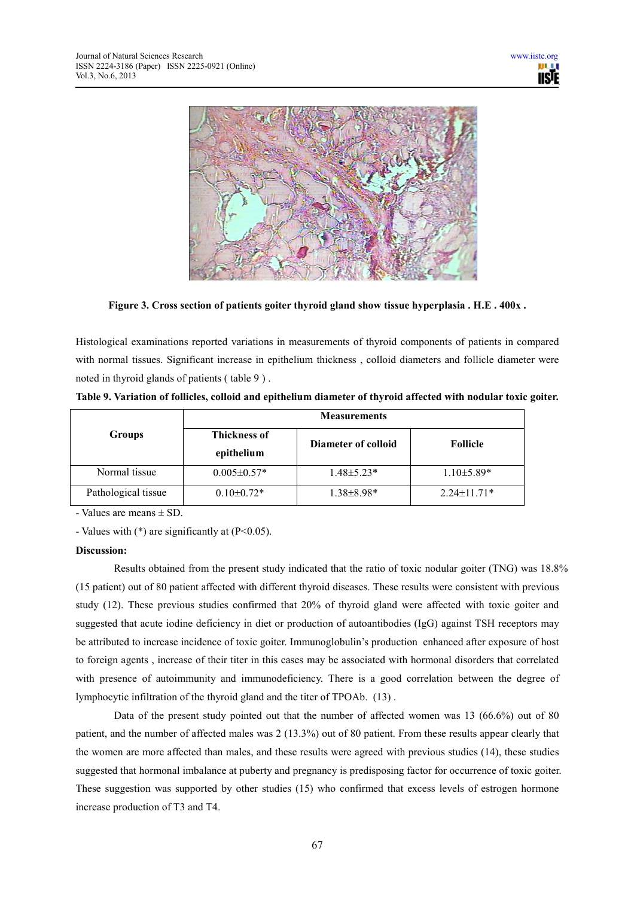**Figure 3. Cross section of patients goiter thyroid gland show tissue hyperplasia . H.E . 400x .**

Histological examinations reported variations in measurements of thyroid components of patients in compared with normal tissues. Significant increase in epithelium thickness , colloid diameters and follicle diameter were noted in thyroid glands of patients ( table 9 ) .

**Table 9. Variation of follicles, colloid and epithelium diameter of thyroid affected with nodular toxic goiter.**

| Groups | Measurements | | |
|---|---|---|---|
| | Thickness of epithelium | Diameter of colloid | Follicle |
| Normal tissue | 0.005±0.57* | 1.48±5.23* | 1.10±5.89* |
| Pathological tissue | 0.10±0.72* | 1.38±8.98* | 2.24±11.71* |

- Values are means ± SD.

- Values with (*) are significantly at ($P<0.05$).

**Discussion:**

Results obtained from the present study indicated that the ratio of toxic nodular goiter (TNG) was 18.8% (15 patient) out of 80 patient affected with different thyroid diseases. These results were consistent with previous study (12). These previous studies confirmed that 20% of thyroid gland were affected with toxic goiter and suggested that acute iodine deficiency in diet or production of autoantibodies (IgG) against TSH receptors may be attributed to increase incidence of toxic goiter. Immunoglobulin's production enhanced after exposure of host to foreign agents , increase of their titer in this cases may be associated with hormonal disorders that correlated with presence of autoimmunity and immunodeficiency. There is a good correlation between the degree of lymphocytic infiltration of the thyroid gland and the titer of TPOAb. (13) .

Data of the present study pointed out that the number of affected women was 13 (66.6%) out of 80 patient, and the number of affected males was 2 (13.3%) out of 80 patient. From these results appear clearly that the women are more affected than males, and these results were agreed with previous studies (14), these studies suggested that hormonal imbalance at puberty and pregnancy is predisposing factor for occurrence of toxic goiter. These suggestion was supported by other studies (15) who confirmed that excess levels of estrogen hormone increase production of T3 and T4.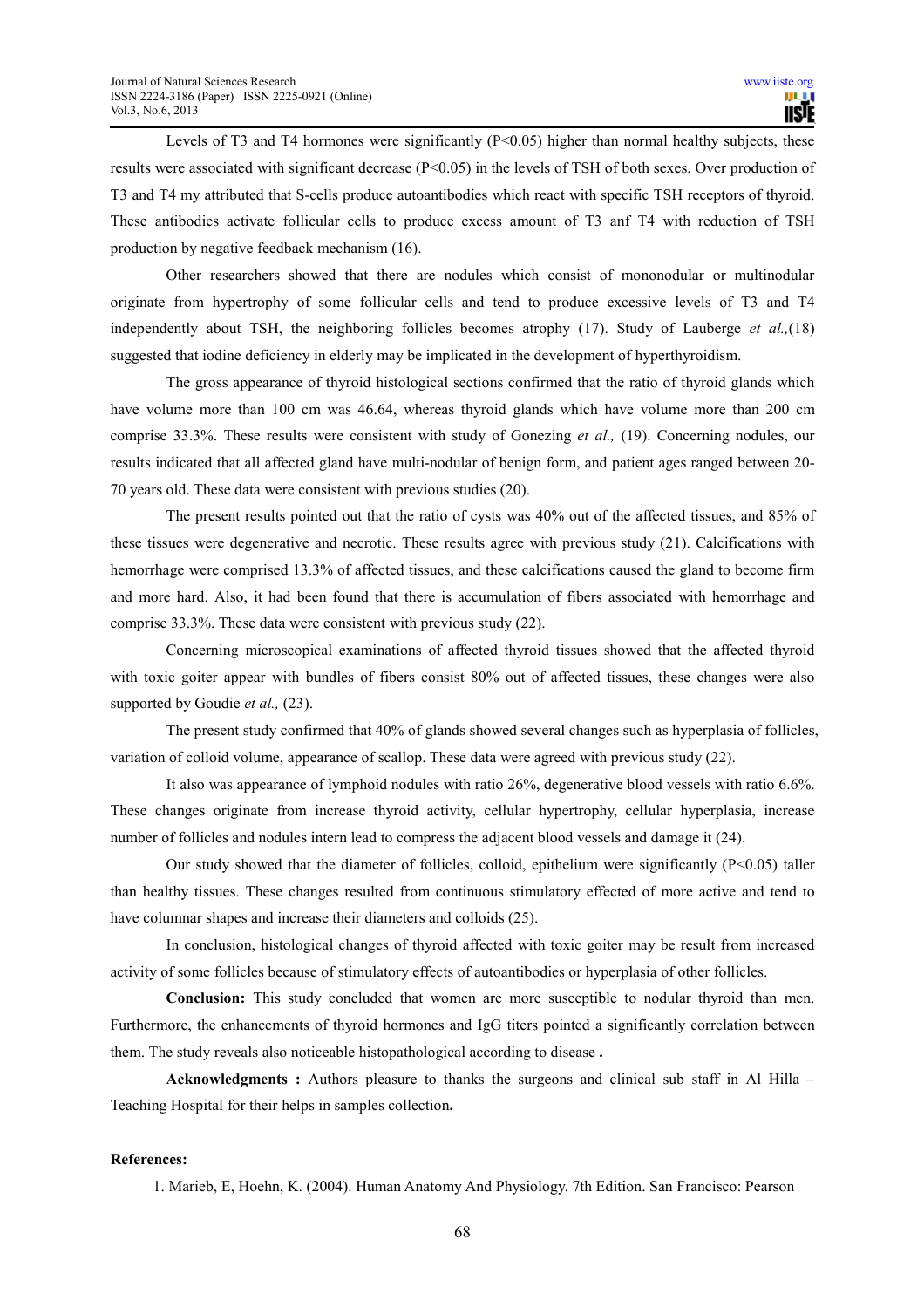Levels of T3 and T4 hormones were significantly ($P<0.05$) higher than normal healthy subjects, these results were associated with significant decrease ($P<0.05$) in the levels of TSH of both sexes. Over production of T3 and T4 my attributed that S-cells produce autoantibodies which react with specific TSH receptors of thyroid. These antibodies activate follicular cells to produce excess amount of T3 anf T4 with reduction of TSH production by negative feedback mechanism (16).

Other researchers showed that there are nodules which consist of mononodular or multinodular originate from hypertrophy of some follicular cells and tend to produce excessive levels of T3 and T4 independently about TSH, the neighboring follicles becomes atrophy (17). Study of Lauberge *et al.,*(18) suggested that iodine deficiency in elderly may be implicated in the development of hyperthyroidism.

The gross appearance of thyroid histological sections confirmed that the ratio of thyroid glands which have volume more than 100 cm was 46.64, whereas thyroid glands which have volume more than 200 cm comprise 33.3%. These results were consistent with study of Gonezing *et al.,* (19). Concerning nodules, our results indicated that all affected gland have multi-nodular of benign form, and patient ages ranged between 20-70 years old. These data were consistent with previous studies (20).

The present results pointed out that the ratio of cysts was 40% out of the affected tissues, and 85% of these tissues were degenerative and necrotic. These results agree with previous study (21). Calcifications with hemorrhage were comprised 13.3% of affected tissues, and these calcifications caused the gland to become firm and more hard. Also, it had been found that there is accumulation of fibers associated with hemorrhage and comprise 33.3%. These data were consistent with previous study (22).

Concerning microscopical examinations of affected thyroid tissues showed that the affected thyroid with toxic goiter appear with bundles of fibers consist 80% out of affected tissues, these changes were also supported by Goudie *et al.,* (23).

The present study confirmed that 40% of glands showed several changes such as hyperplasia of follicles, variation of colloid volume, appearance of scallop. These data were agreed with previous study (22).

It also was appearance of lymphoid nodules with ratio 26%, degenerative blood vessels with ratio 6.6%. These changes originate from increase thyroid activity, cellular hypertrophy, cellular hyperplasia, increase number of follicles and nodules intern lead to compress the adjacent blood vessels and damage it (24).

Our study showed that the diameter of follicles, colloid, epithelium were significantly ($P<0.05$) taller than healthy tissues. These changes resulted from continuous stimulatory effected of more active and tend to have columnar shapes and increase their diameters and colloids (25).

In conclusion, histological changes of thyroid affected with toxic goiter may be result from increased activity of some follicles because of stimulatory effects of autoantibodies or hyperplasia of other follicles.

**Conclusion:** This study concluded that women are more susceptible to nodular thyroid than men. Furthermore, the enhancements of thyroid hormones and IgG titers pointed a significantly correlation between them. The study reveals also noticeable histopathological according to disease **.**

**Acknowledgments :** Authors pleasure to thanks the surgeons and clinical sub staff in Al Hilla – Teaching Hospital for their helps in samples collection**.**

**References:**

1. Marieb, E, Hoehn, K. (2004). Human Anatomy And Physiology. 7th Edition. San Francisco: Pearson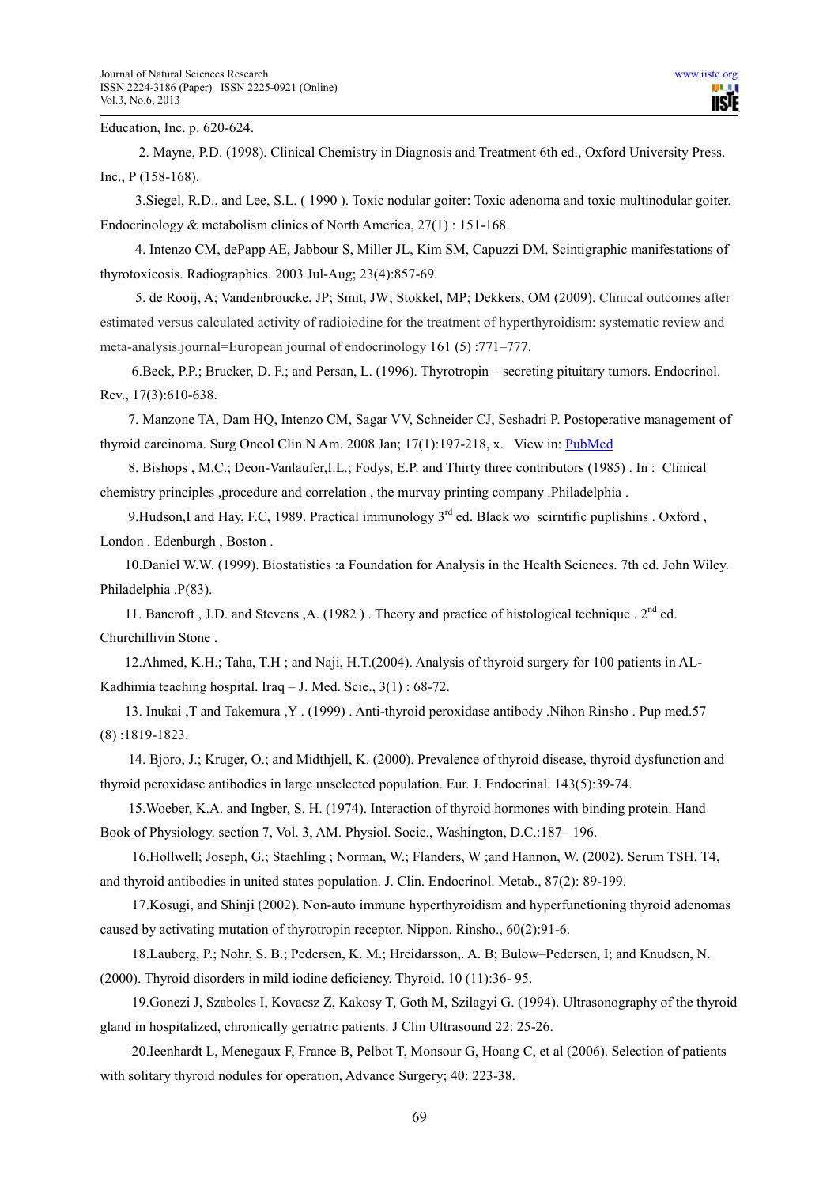Education, Inc. p. 620-624.

2. Mayne, P.D. (1998). Clinical Chemistry in Diagnosis and Treatment 6th ed., Oxford University Press. Inc., P (158-168).

3.Siegel, R.D., and Lee, S.L. ( 1990 ). Toxic nodular goiter: Toxic adenoma and toxic multinodular goiter. Endocrinology & metabolism clinics of North America, 27(1) : 151-168.

4. Intenzo CM, dePapp AE, Jabbour S, Miller JL, Kim SM, Capuzzi DM. Scintigraphic manifestations of thyrotoxicosis. Radiographics. 2003 Jul-Aug; 23(4):857-69.

5. de Rooij, A; Vandenbroucke, JP; Smit, JW; Stokkel, MP; Dekkers, OM (2009). Clinical outcomes after estimated versus calculated activity of radioiodine for the treatment of hyperthyroidism: systematic review and meta-analysis.journal=European journal of endocrinology 161 (5) :771–777.

6.Beck, P.P.; Brucker, D. F.; and Persan, L. (1996). Thyrotropin – secreting pituitary tumors. Endocrinol. Rev., 17(3):610-638.

7. Manzone TA, Dam HQ, Intenzo CM, Sagar VV, Schneider CJ, Seshadri P. Postoperative management of thyroid carcinoma. Surg Oncol Clin N Am. 2008 Jan; 17(1):197-218, x. View in: PubMed

8. Bishops , M.C.; Deon-Vanlaufer,I.L.; Fodys, E.P. and Thirty three contributors (1985) . In : Clinical chemistry principles ,procedure and correlation , the murvay printing company .Philadelphia .

9.Hudson,I and Hay, F.C, 1989. Practical immunology 3rd ed. Black wo scirntific puplishins . Oxford , London . Edenburgh , Boston .

10.Daniel W.W. (1999). Biostatistics :a Foundation for Analysis in the Health Sciences. 7th ed. John Wiley. Philadelphia .P(83).

11. Bancroft , J.D. and Stevens ,A. (1982 ) . Theory and practice of histological technique . 2nd ed. Churchillivin Stone .

12.Ahmed, K.H.; Taha, T.H ; and Naji, H.T.(2004). Analysis of thyroid surgery for 100 patients in AL-Kadhimia teaching hospital. Iraq – J. Med. Scie., 3(1) : 68-72.

13. Inukai ,T and Takemura ,Y . (1999) . Anti-thyroid peroxidase antibody .Nihon Rinsho . Pup med.57 (8) :1819-1823.

14. Bjoro, J.; Kruger, O.; and Midthjell, K. (2000). Prevalence of thyroid disease, thyroid dysfunction and thyroid peroxidase antibodies in large unselected population. Eur. J. Endocrinal. 143(5):39-74.

15.Woeber, K.A. and Ingber, S. H. (1974). Interaction of thyroid hormones with binding protein. Hand Book of Physiology. section 7, Vol. 3, AM. Physiol. Socic., Washington, D.C.:187– 196.

16.Hollwell; Joseph, G.; Staehling ; Norman, W.; Flanders, W ;and Hannon, W. (2002). Serum TSH, T4, and thyroid antibodies in united states population. J. Clin. Endocrinol. Metab., 87(2): 89-199.

17.Kosugi, and Shinji (2002). Non-auto immune hyperthyroidism and hyperfunctioning thyroid adenomas caused by activating mutation of thyrotropin receptor. Nippon. Rinsho., 60(2):91-6.

18.Lauberg, P.; Nohr, S. B.; Pedersen, K. M.; Hreidarsson,. A. B; Bulow–Pedersen, I; and Knudsen, N. (2000). Thyroid disorders in mild iodine deficiency. Thyroid. 10 (11):36- 95.

19.Gonezi J, Szabolcs I, Kovacsz Z, Kakosy T, Goth M, Szilagyi G. (1994). Ultrasonography of the thyroid gland in hospitalized, chronically geriatric patients. J Clin Ultrasound 22: 25-26.

20.Ieenhardt L, Menegaux F, France B, Pelbot T, Monsour G, Hoang C, et al (2006). Selection of patients with solitary thyroid nodules for operation, Advance Surgery; 40: 223-38.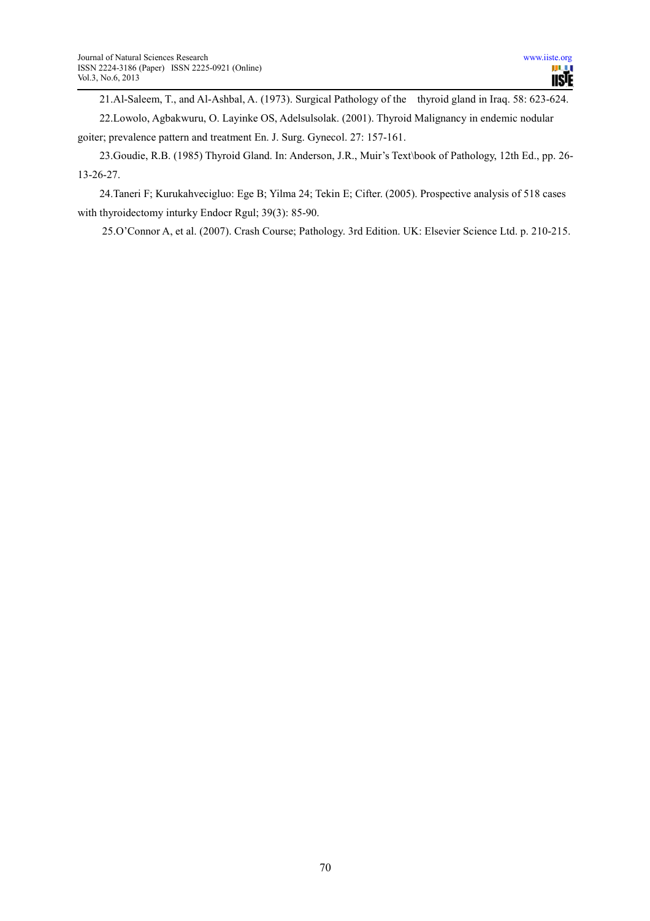21.Al-Saleem, T., and Al-Ashbal, A. (1973). Surgical Pathology of the thyroid gland in Iraq. 58: 623-624.

22.Lowolo, Agbakwuru, O. Layinke OS, Adelsulsolak. (2001). Thyroid Malignancy in endemic nodular goiter; prevalence pattern and treatment En. J. Surg. Gynecol. 27: 157-161.

23.Goudie, R.B. (1985) Thyroid Gland. In: Anderson, J.R., Muir's Text\book of Pathology, 12th Ed., pp. 26-13-26-27.

24.Taneri F; Kurukahvecigluo: Ege B; Yilma 24; Tekin E; Cifter. (2005). Prospective analysis of 518 cases with thyroidectomy inturky Endocr Rgul; 39(3): 85-90.

25.O'Connor A, et al. (2007). Crash Course; Pathology. 3rd Edition. UK: Elsevier Science Ltd. p. 210-215.